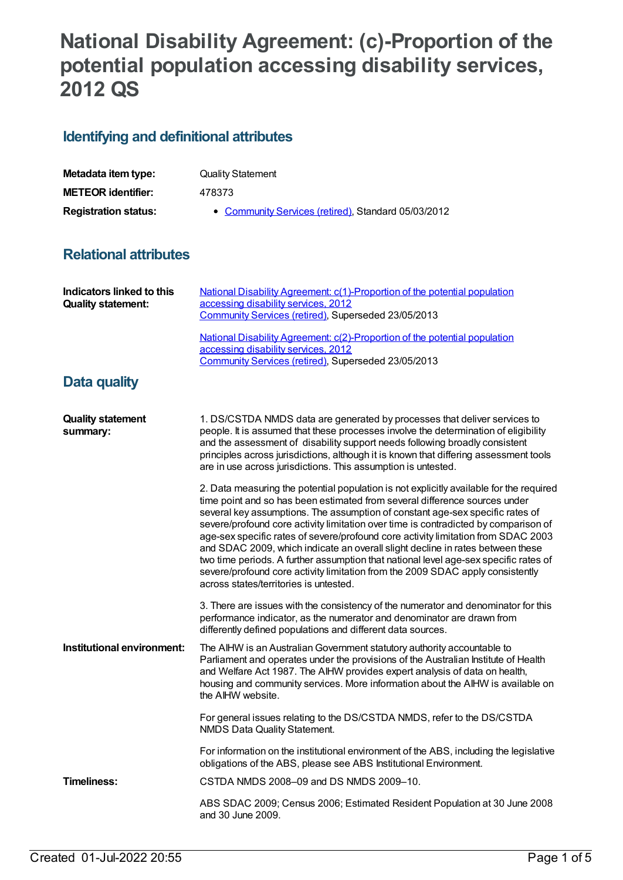# National Disability Agreement: (c)-Proportion of the potential population accessing disability services, 2012 QS

## Identifying and definitional attributes

| | |
|---|---|
| **Metadata item type:** | Quality Statement |
| **METEOR identifier:** | 478373 |
| **Registration status:** | • Community Services (retired), Standard 05/03/2012 |

## Relational attributes

**Indicators linked to this Quality statement:**

National Disability Agreement: c(1)-Proportion of the potential population accessing disability services, 2012
Community Services (retired), Superseded 23/05/2013

National Disability Agreement: c(2)-Proportion of the potential population accessing disability services, 2012
Community Services (retired), Superseded 23/05/2013

## Data quality

**Quality statement summary:**

1. DS/CSTDA NMDS data are generated by processes that deliver services to people. It is assumed that these processes involve the determination of eligibility and the assessment of disability support needs following broadly consistent principles across jurisdictions, although it is known that differing assessment tools are in use across jurisdictions. This assumption is untested.

2. Data measuring the potential population is not explicitly available for the required time point and so has been estimated from several difference sources under several key assumptions. The assumption of constant age-sex specific rates of severe/profound core activity limitation over time is contradicted by comparison of age-sex specific rates of severe/profound core activity limitation from SDAC 2003 and SDAC 2009, which indicate an overall slight decline in rates between these two time periods. A further assumption that national level age-sex specific rates of severe/profound core activity limitation from the 2009 SDAC apply consistently across states/territories is untested.

3. There are issues with the consistency of the numerator and denominator for this performance indicator, as the numerator and denominator are drawn from differently defined populations and different data sources.

**Institutional environment:**

The AIHW is an Australian Government statutory authority accountable to Parliament and operates under the provisions of the Australian Institute of Health and Welfare Act 1987. The AIHW provides expert analysis of data on health, housing and community services. More information about the AIHW is available on the AIHW website.

For general issues relating to the DS/CSTDA NMDS, refer to the DS/CSTDA NMDS Data Quality Statement.

For information on the institutional environment of the ABS, including the legislative obligations of the ABS, please see ABS Institutional Environment.

**Timeliness:**

CSTDA NMDS 2008–09 and DS NMDS 2009–10.

ABS SDAC 2009; Census 2006; Estimated Resident Population at 30 June 2008 and 30 June 2009.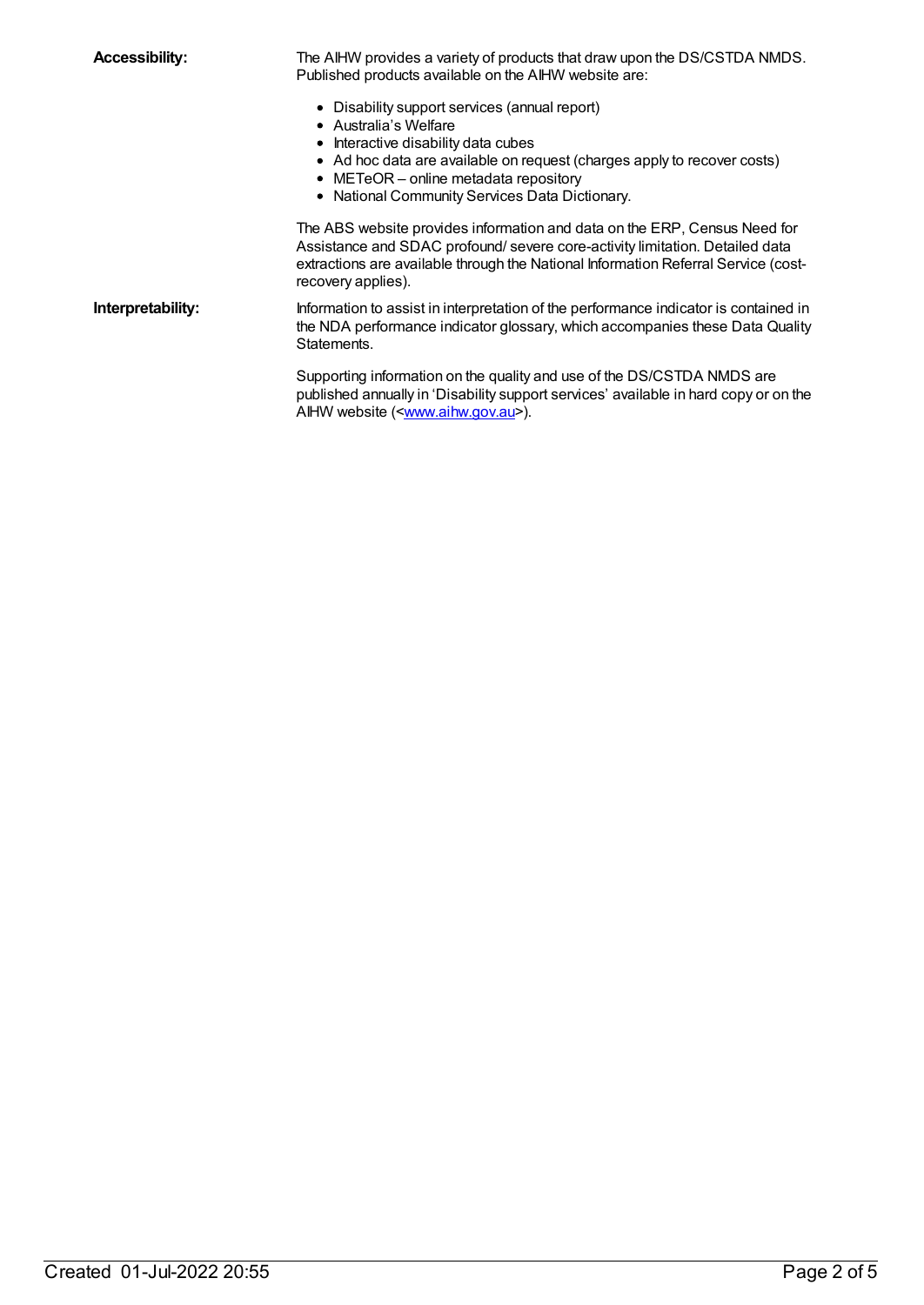**Accessibility:**

The AIHW provides a variety of products that draw upon the DS/CSTDA NMDS. Published products available on the AIHW website are:

- Disability support services (annual report)
- Australia's Welfare
- Interactive disability data cubes
- Ad hoc data are available on request (charges apply to recover costs)
- METeOR – online metadata repository
- National Community Services Data Dictionary.

The ABS website provides information and data on the ERP, Census Need for Assistance and SDAC profound/ severe core-activity limitation. Detailed data extractions are available through the National Information Referral Service (cost-recovery applies).

**Interpretability:**

Information to assist in interpretation of the performance indicator is contained in the NDA performance indicator glossary, which accompanies these Data Quality Statements.

Supporting information on the quality and use of the DS/CSTDA NMDS are published annually in 'Disability support services' available in hard copy or on the AIHW website (<www.aihw.gov.au>).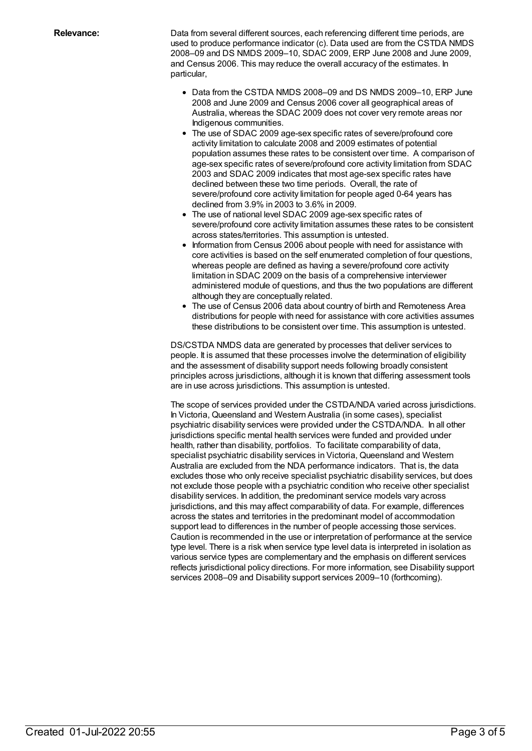**Relevance:**

Data from several different sources, each referencing different time periods, are used to produce performance indicator (c). Data used are from the CSTDA NMDS 2008–09 and DS NMDS 2009–10, SDAC 2009, ERP June 2008 and June 2009, and Census 2006. This may reduce the overall accuracy of the estimates. In particular,

- Data from the CSTDA NMDS 2008–09 and DS NMDS 2009–10, ERP June 2008 and June 2009 and Census 2006 cover all geographical areas of Australia, whereas the SDAC 2009 does not cover very remote areas nor Indigenous communities.
- The use of SDAC 2009 age-sex specific rates of severe/profound core activity limitation to calculate 2008 and 2009 estimates of potential population assumes these rates to be consistent over time. A comparison of age-sex specific rates of severe/profound core activity limitation from SDAC 2003 and SDAC 2009 indicates that most age-sex specific rates have declined between these two time periods. Overall, the rate of severe/profound core activity limitation for people aged 0-64 years has declined from 3.9% in 2003 to 3.6% in 2009.
- The use of national level SDAC 2009 age-sex specific rates of severe/profound core activity limitation assumes these rates to be consistent across states/territories. This assumption is untested.
- Information from Census 2006 about people with need for assistance with core activities is based on the self enumerated completion of four questions, whereas people are defined as having a severe/profound core activity limitation in SDAC 2009 on the basis of a comprehensive interviewer administered module of questions, and thus the two populations are different although they are conceptually related.
- The use of Census 2006 data about country of birth and Remoteness Area distributions for people with need for assistance with core activities assumes these distributions to be consistent over time. This assumption is untested.

DS/CSTDA NMDS data are generated by processes that deliver services to people. It is assumed that these processes involve the determination of eligibility and the assessment of disability support needs following broadly consistent principles across jurisdictions, although it is known that differing assessment tools are in use across jurisdictions. This assumption is untested.

The scope of services provided under the CSTDA/NDA varied across jurisdictions. In Victoria, Queensland and Western Australia (in some cases), specialist psychiatric disability services were provided under the CSTDA/NDA. In all other jurisdictions specific mental health services were funded and provided under health, rather than disability, portfolios. To facilitate comparability of data, specialist psychiatric disability services in Victoria, Queensland and Western Australia are excluded from the NDA performance indicators. That is, the data excludes those who only receive specialist psychiatric disability services, but does not exclude those people with a psychiatric condition who receive other specialist disability services. In addition, the predominant service models vary across jurisdictions, and this may affect comparability of data. For example, differences across the states and territories in the predominant model of accommodation support lead to differences in the number of people accessing those services. Caution is recommended in the use or interpretation of performance at the service type level. There is a risk when service type level data is interpreted in isolation as various service types are complementary and the emphasis on different services reflects jurisdictional policy directions. For more information, see Disability support services 2008–09 and Disability support services 2009–10 (forthcoming).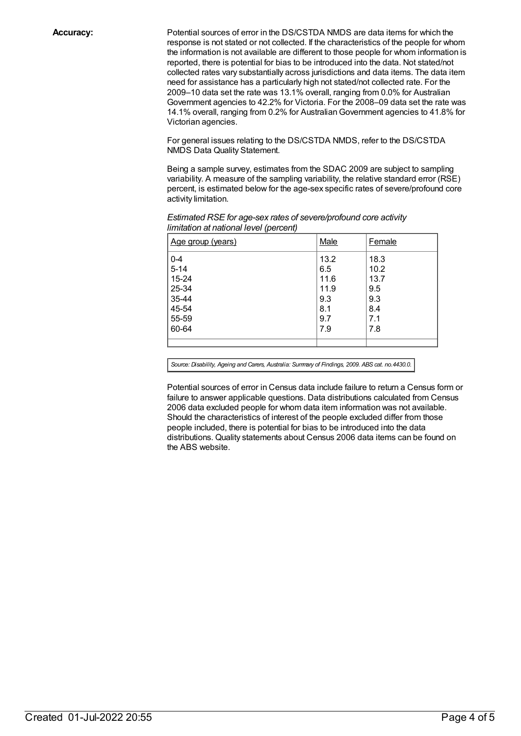**Accuracy:**

Potential sources of error in the DS/CSTDA NMDS are data items for which the response is not stated or not collected. If the characteristics of the people for whom the information is not available are different to those people for whom information is reported, there is potential for bias to be introduced into the data. Not stated/not collected rates vary substantially across jurisdictions and data items. The data item need for assistance has a particularly high not stated/not collected rate. For the 2009–10 data set the rate was 13.1% overall, ranging from 0.0% for Australian Government agencies to 42.2% for Victoria. For the 2008–09 data set the rate was 14.1% overall, ranging from 0.2% for Australian Government agencies to 41.8% for Victorian agencies.

For general issues relating to the DS/CSTDA NMDS, refer to the DS/CSTDA NMDS Data Quality Statement.

Being a sample survey, estimates from the SDAC 2009 are subject to sampling variability. A measure of the sampling variability, the relative standard error (RSE) percent, is estimated below for the age-sex specific rates of severe/profound core activity limitation.

*Estimated RSE for age-sex rates of severe/profound core activity limitation at national level (percent)*

| Age group (years) | Male | Female |
|---|---|---|
| 0-4 | 13.2 | 18.3 |
| 5-14 | 6.5 | 10.2 |
| 15-24 | 11.6 | 13.7 |
| 25-34 | 11.9 | 9.5 |
| 35-44 | 9.3 | 9.3 |
| 45-54 | 8.1 | 8.4 |
| 55-59 | 9.7 | 7.1 |
| 60-64 | 7.9 | 7.8 |

*Source: Disability, Ageing and Carers, Australia: Summary of Findings, 2009. ABS cat. no.4430.0.*

Potential sources of error in Census data include failure to return a Census form or failure to answer applicable questions. Data distributions calculated from Census 2006 data excluded people for whom data item information was not available. Should the characteristics of interest of the people excluded differ from those people included, there is potential for bias to be introduced into the data distributions. Quality statements about Census 2006 data items can be found on the ABS website.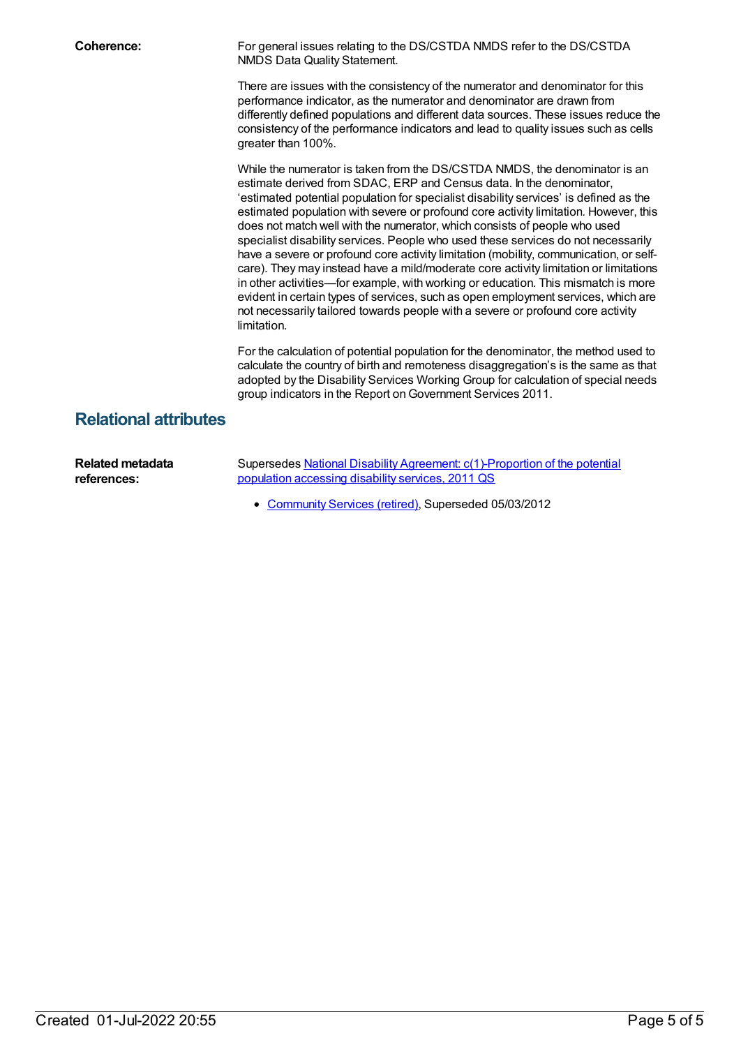**Coherence:**

For general issues relating to the DS/CSTDA NMDS refer to the DS/CSTDA NMDS Data Quality Statement.

There are issues with the consistency of the numerator and denominator for this performance indicator, as the numerator and denominator are drawn from differently defined populations and different data sources. These issues reduce the consistency of the performance indicators and lead to quality issues such as cells greater than 100%.

While the numerator is taken from the DS/CSTDA NMDS, the denominator is an estimate derived from SDAC, ERP and Census data. In the denominator, 'estimated potential population for specialist disability services' is defined as the estimated population with severe or profound core activity limitation. However, this does not match well with the numerator, which consists of people who used specialist disability services. People who used these services do not necessarily have a severe or profound core activity limitation (mobility, communication, or self-care). They may instead have a mild/moderate core activity limitation or limitations in other activities—for example, with working or education. This mismatch is more evident in certain types of services, such as open employment services, which are not necessarily tailored towards people with a severe or profound core activity limitation.

For the calculation of potential population for the denominator, the method used to calculate the country of birth and remoteness disaggregation's is the same as that adopted by the Disability Services Working Group for calculation of special needs group indicators in the Report on Government Services 2011.

## Relational attributes

**Related metadata references:**

Supersedes National Disability Agreement: c(1)-Proportion of the potential population accessing disability services, 2011 QS

- Community Services (retired), Superseded 05/03/2012